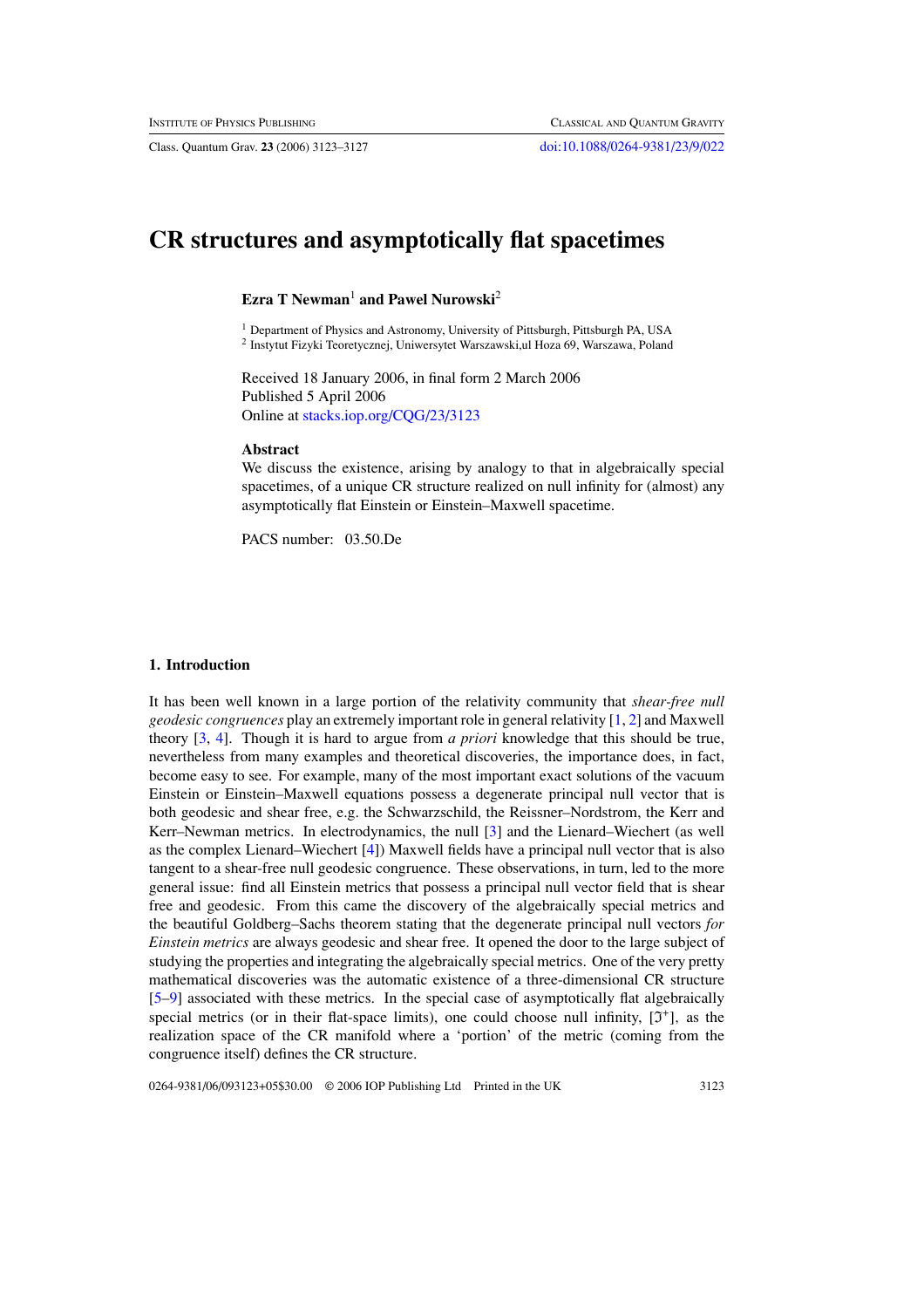# CR structures and asymptotically flat spacetimes

**Ezra T Newman**[1] **and Pawel Nurowski**[2]

[1] Department of Physics and Astronomy, University of Pittsburgh, Pittsburgh PA, USA
[2] Instytut Fizyki Teoretycznej, Uniwersytet Warszawski,ul Hoza 69, Warszawa, Poland

Received 18 January 2006, in final form 2 March 2006
Published 5 April 2006
Online at stacks.iop.org/CQG/23/3123

**Abstract**

We discuss the existence, arising by analogy to that in algebraically special spacetimes, of a unique CR structure realized on null infinity for (almost) any asymptotically flat Einstein or Einstein–Maxwell spacetime.

PACS number: 03.50.De

## 1. Introduction

It has been well known in a large portion of the relativity community that *shear-free null geodesic congruences* play an extremely important role in general relativity [1, 2] and Maxwell theory [3, 4]. Though it is hard to argue from *a priori* knowledge that this should be true, nevertheless from many examples and theoretical discoveries, the importance does, in fact, become easy to see. For example, many of the most important exact solutions of the vacuum Einstein or Einstein–Maxwell equations possess a degenerate principal null vector that is both geodesic and shear free, e.g. the Schwarzschild, the Reissner–Nordstrom, the Kerr and Kerr–Newman metrics. In electrodynamics, the null [3] and the Lienard–Wiechert (as well as the complex Lienard–Wiechert [4]) Maxwell fields have a principal null vector that is also tangent to a shear-free null geodesic congruence. These observations, in turn, led to the more general issue: find all Einstein metrics that possess a principal null vector field that is shear free and geodesic. From this came the discovery of the algebraically special metrics and the beautiful Goldberg–Sachs theorem stating that the degenerate principal null vectors *for Einstein metrics* are always geodesic and shear free. It opened the door to the large subject of studying the properties and integrating the algebraically special metrics. One of the very pretty mathematical discoveries was the automatic existence of a three-dimensional CR structure [5–9] associated with these metrics. In the special case of asymptotically flat algebraically special metrics (or in their flat-space limits), one could choose null infinity, $[\mathfrak{I}^+]$, as the realization space of the CR manifold where a 'portion' of the metric (coming from the congruence itself) defines the CR structure.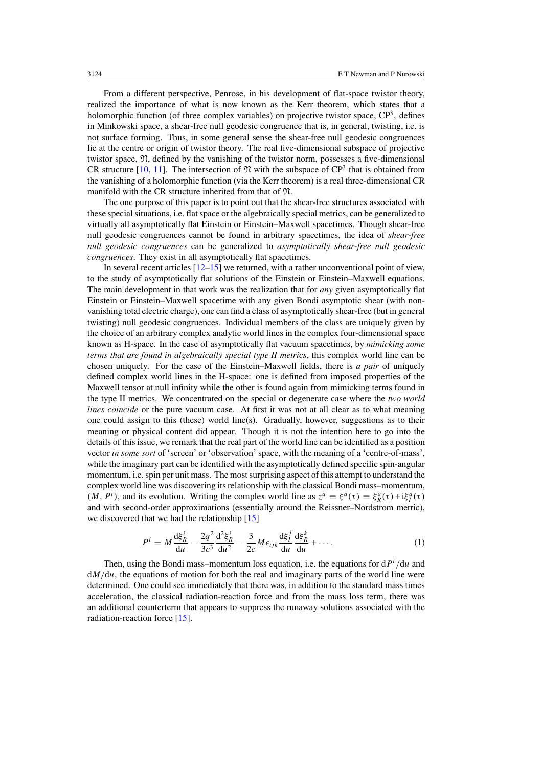From a different perspective, Penrose, in his development of flat-space twistor theory, realized the importance of what is now known as the Kerr theorem, which states that a holomorphic function (of three complex variables) on projective twistor space, $CP^3$, defines in Minkowski space, a shear-free null geodesic congruence that is, in general, twisting, i.e. is not surface forming. Thus, in some general sense the shear-free null geodesic congruences lie at the centre or origin of twistor theory. The real five-dimensional subspace of projective twistor space, $\mathfrak{N}$, defined by the vanishing of the twistor norm, possesses a five-dimensional CR structure [10, 11]. The intersection of $\mathfrak{N}$ with the subspace of $CP^3$ that is obtained from the vanishing of a holomorphic function (via the Kerr theorem) is a real three-dimensional CR manifold with the CR structure inherited from that of $\mathfrak{N}$.

The one purpose of this paper is to point out that the shear-free structures associated with these special situations, i.e. flat space or the algebraically special metrics, can be generalized to virtually all asymptotically flat Einstein or Einstein–Maxwell spacetimes. Though shear-free null geodesic congruences cannot be found in arbitrary spacetimes, the idea of *shear-free null geodesic congruences* can be generalized to *asymptotically shear-free null geodesic congruences*. They exist in all asymptotically flat spacetimes.

In several recent articles [12–15] we returned, with a rather unconventional point of view, to the study of asymptotically flat solutions of the Einstein or Einstein–Maxwell equations. The main development in that work was the realization that for *any* given asymptotically flat Einstein or Einstein–Maxwell spacetime with any given Bondi asymptotic shear (with non-vanishing total electric charge), one can find a class of asymptotically shear-free (but in general twisting) null geodesic congruences. Individual members of the class are uniquely given by the choice of an arbitrary complex analytic world lines in the complex four-dimensional space known as H-space. In the case of asymptotically flat vacuum spacetimes, by *mimicking some terms that are found in algebraically special type II metrics*, this complex world line can be chosen uniquely. For the case of the Einstein–Maxwell fields, there is *a pair* of uniquely defined complex world lines in the H-space: one is defined from imposed properties of the Maxwell tensor at null infinity while the other is found again from mimicking terms found in the type II metrics. We concentrated on the special or degenerate case where the *two world lines coincide* or the pure vacuum case. At first it was not at all clear as to what meaning one could assign to this (these) world line(s). Gradually, however, suggestions as to their meaning or physical content did appear. Though it is not the intention here to go into the details of this issue, we remark that the real part of the world line can be identified as a position vector *in some sort* of 'screen' or 'observation' space, with the meaning of a 'centre-of-mass', while the imaginary part can be identified with the asymptotically defined specific spin-angular momentum, i.e. spin per unit mass. The most surprising aspect of this attempt to understand the complex world line was discovering its relationship with the classical Bondi mass–momentum, $(M, P^i)$, and its evolution. Writing the complex world line as $z^a = \xi^a(\tau) = \xi^a_R(\tau) + \mathrm{i}\xi^a_I(\tau)$ and with second-order approximations (essentially around the Reissner–Nordstrom metric), we discovered that we had the relationship [15]

$$P^i = M\frac{\mathrm{d}\xi^i_R}{\mathrm{d}u} - \frac{2q^2}{3c^3}\frac{\mathrm{d}^2\xi^i_R}{\mathrm{d}u^2} - \frac{3}{2c}M\epsilon_{ijk}\frac{\mathrm{d}\xi^j_I}{\mathrm{d}u}\frac{\mathrm{d}\xi^k_R}{\mathrm{d}u} + \cdots . \tag{1}$$

Then, using the Bondi mass–momentum loss equation, i.e. the equations for $\mathrm{d}P^i/\mathrm{d}u$ and $\mathrm{d}M/\mathrm{d}u$, the equations of motion for both the real and imaginary parts of the world line were determined. One could see immediately that there was, in addition to the standard mass times acceleration, the classical radiation-reaction force and from the mass loss term, there was an additional counterterm that appears to suppress the runaway solutions associated with the radiation-reaction force [15].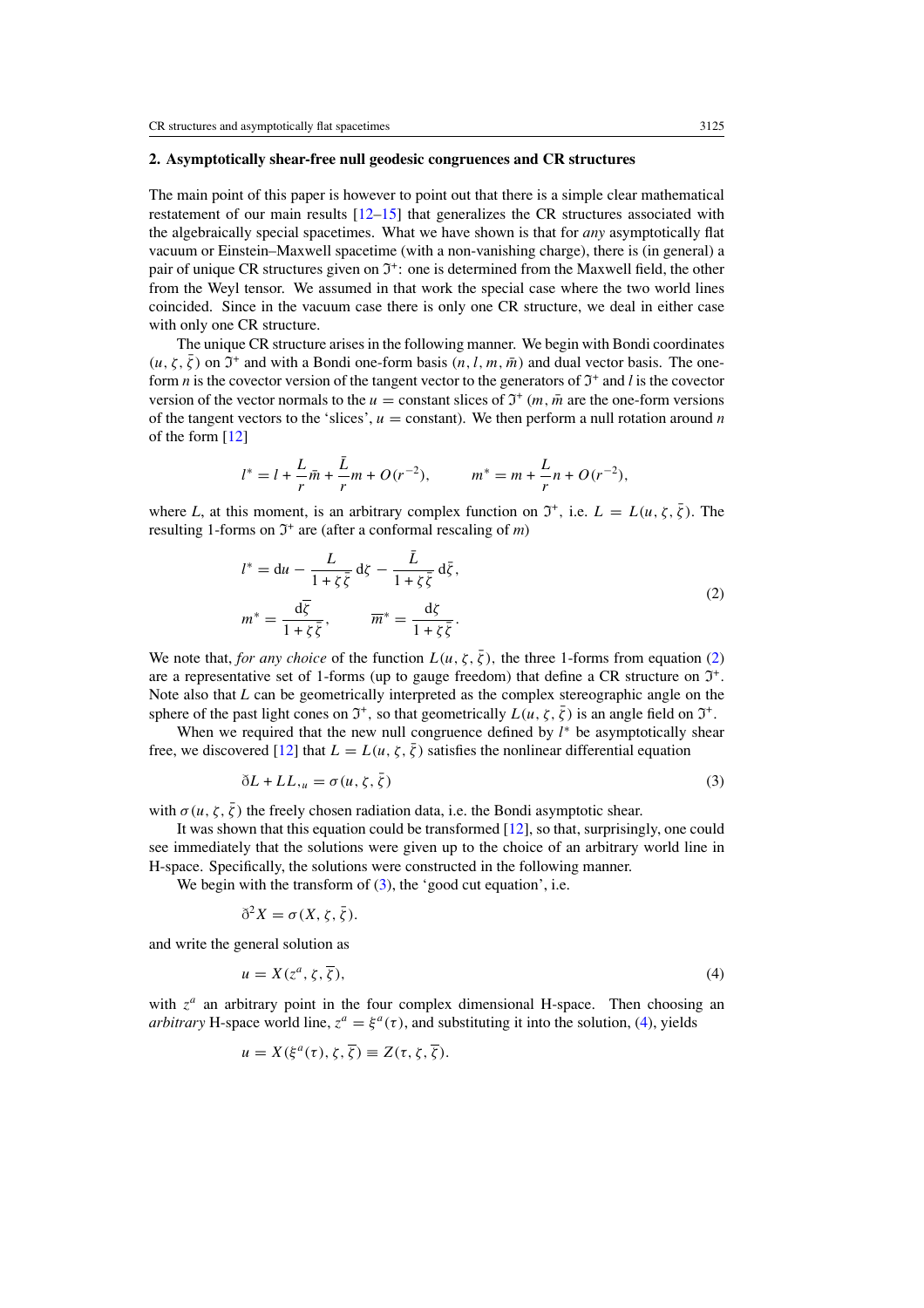## 2. Asymptotically shear-free null geodesic congruences and CR structures

The main point of this paper is however to point out that there is a simple clear mathematical restatement of our main results [12–15] that generalizes the CR structures associated with the algebraically special spacetimes. What we have shown is that for *any* asymptotically flat vacuum or Einstein–Maxwell spacetime (with a non-vanishing charge), there is (in general) a pair of unique CR structures given on $\mathfrak{I}^+$: one is determined from the Maxwell field, the other from the Weyl tensor. We assumed in that work the special case where the two world lines coincided. Since in the vacuum case there is only one CR structure, we deal in either case with only one CR structure.

The unique CR structure arises in the following manner. We begin with Bondi coordinates $(u, \zeta, \bar{\zeta})$ on $\mathfrak{I}^+$ and with a Bondi one-form basis $(n, l, m, \bar{m})$ and dual vector basis. The one-form $n$ is the covector version of the tangent vector to the generators of $\mathfrak{I}^+$ and $l$ is the covector version of the vector normals to the $u$ = constant slices of $\mathfrak{I}^+$ ($m, \bar{m}$ are the one-form versions of the tangent vectors to the 'slices', $u$ = constant). We then perform a null rotation around $n$ of the form [12]

$$l^* = l + \frac{L}{r}\bar{m} + \frac{\bar{L}}{r}m + O(r^{-2}), \qquad m^* = m + \frac{L}{r}n + O(r^{-2}),$$

where $L$, at this moment, is an arbitrary complex function on $\mathfrak{I}^+$, i.e. $L = L(u, \zeta, \bar{\zeta})$. The resulting 1-forms on $\mathfrak{I}^+$ are (after a conformal rescaling of $m$)

$$\begin{aligned} l^* &= \mathrm{d}u - \frac{L}{1+\zeta\bar{\zeta}}\,\mathrm{d}\zeta - \frac{\bar{L}}{1+\zeta\bar{\zeta}}\,\mathrm{d}\bar{\zeta}, \\ m^* &= \frac{\mathrm{d}\bar{\zeta}}{1+\zeta\bar{\zeta}}, \qquad \overline{m}^* = \frac{\mathrm{d}\zeta}{1+\zeta\bar{\zeta}}. \end{aligned} \tag{2}$$

We note that, *for any choice* of the function $L(u, \zeta, \bar{\zeta})$, the three 1-forms from equation (2) are a representative set of 1-forms (up to gauge freedom) that define a CR structure on $\mathfrak{I}^+$. Note also that $L$ can be geometrically interpreted as the complex stereographic angle on the sphere of the past light cones on $\mathfrak{I}^+$, so that geometrically $L(u, \zeta, \bar{\zeta})$ is an angle field on $\mathfrak{I}^+$.

When we required that the new null congruence defined by $l^*$ be asymptotically shear free, we discovered [12] that $L = L(u, \zeta, \bar{\zeta})$ satisfies the nonlinear differential equation

$$\eth L + L L_{,u} = \sigma(u, \zeta, \bar{\zeta}) \tag{3}$$

with $\sigma(u, \zeta, \bar{\zeta})$ the freely chosen radiation data, i.e. the Bondi asymptotic shear.

It was shown that this equation could be transformed [12], so that, surprisingly, one could see immediately that the solutions were given up to the choice of an arbitrary world line in H-space. Specifically, the solutions were constructed in the following manner.

We begin with the transform of (3), the 'good cut equation', i.e.

$$\eth^2 X = \sigma(X, \zeta, \bar{\zeta}).$$

and write the general solution as

$$u = X(z^a, \zeta, \overline{\zeta}), \tag{4}$$

with $z^a$ an arbitrary point in the four complex dimensional H-space. Then choosing an *arbitrary* H-space world line, $z^a = \xi^a(\tau)$, and substituting it into the solution, (4), yields

$$u = X(\xi^a(\tau), \zeta, \overline{\zeta}) \equiv Z(\tau, \zeta, \overline{\zeta}).$$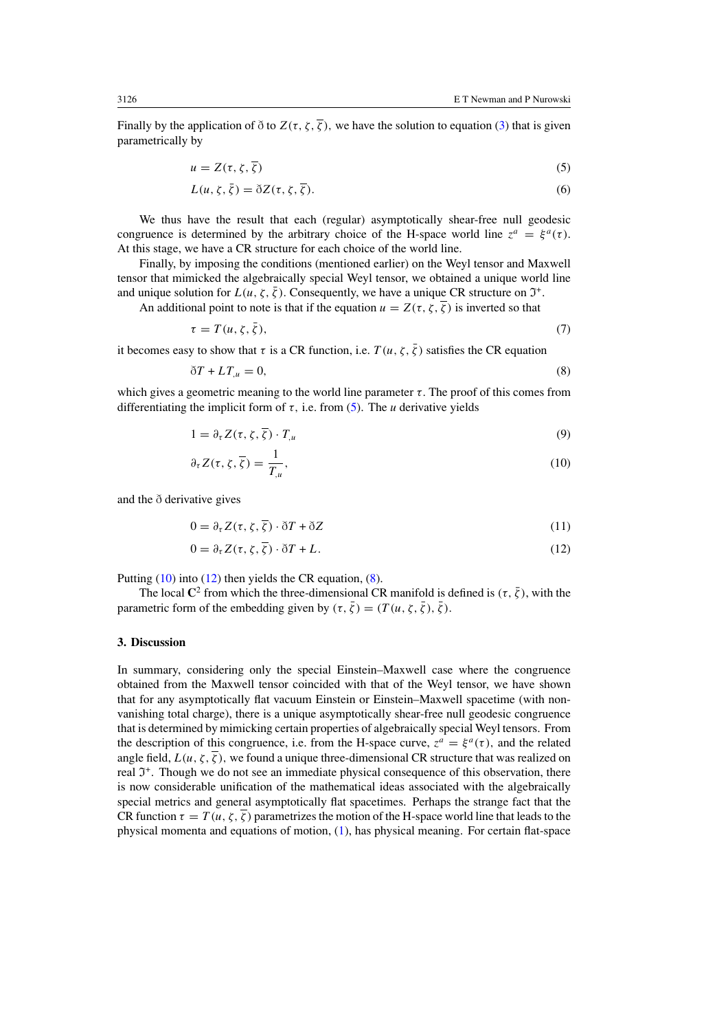Finally by the application of ð to $Z(\tau, \zeta, \overline{\zeta})$, we have the solution to equation (3) that is given parametrically by

$$u = Z(\tau, \zeta, \overline{\zeta}) \tag{5}$$

$$L(u, \zeta, \bar{\zeta}) = \eth Z(\tau, \zeta, \overline{\zeta}). \tag{6}$$

We thus have the result that each (regular) asymptotically shear-free null geodesic congruence is determined by the arbitrary choice of the H-space world line $z^a = \xi^a(\tau)$. At this stage, we have a CR structure for each choice of the world line.

Finally, by imposing the conditions (mentioned earlier) on the Weyl tensor and Maxwell tensor that mimicked the algebraically special Weyl tensor, we obtained a unique world line and unique solution for $L(u, \zeta, \bar{\zeta})$. Consequently, we have a unique CR structure on $\mathfrak{I}^+$.

An additional point to note is that if the equation $u = Z(\tau, \zeta, \overline{\zeta})$ is inverted so that

$$\tau = T(u, \zeta, \bar{\zeta}), \tag{7}$$

it becomes easy to show that $\tau$ is a CR function, i.e. $T(u, \zeta, \bar{\zeta})$ satisfies the CR equation

$$\eth T + L T_{,u} = 0, \tag{8}$$

which gives a geometric meaning to the world line parameter $\tau$. The proof of this comes from differentiating the implicit form of $\tau$, i.e. from (5). The $u$ derivative yields

$$1 = \partial_\tau Z(\tau, \zeta, \overline{\zeta}) \cdot T_{,u} \tag{9}$$

$$\partial_\tau Z(\tau, \zeta, \overline{\zeta}) = \frac{1}{T_{,u}}, \tag{10}$$

and the ð derivative gives

$$0 = \partial_\tau Z(\tau, \zeta, \overline{\zeta}) \cdot \eth T + \eth Z \tag{11}$$

$$0 = \partial_\tau Z(\tau, \zeta, \overline{\zeta}) \cdot \eth T + L. \tag{12}$$

Putting (10) into (12) then yields the CR equation, (8).

The local $\mathbf{C}^2$ from which the three-dimensional CR manifold is defined is $(\tau, \bar{\zeta})$, with the parametric form of the embedding given by $(\tau, \bar{\zeta}) = (T(u, \zeta, \bar{\zeta}), \bar{\zeta})$.

## 3. Discussion

In summary, considering only the special Einstein–Maxwell case where the congruence obtained from the Maxwell tensor coincided with that of the Weyl tensor, we have shown that for any asymptotically flat vacuum Einstein or Einstein–Maxwell spacetime (with non-vanishing total charge), there is a unique asymptotically shear-free null geodesic congruence that is determined by mimicking certain properties of algebraically special Weyl tensors. From the description of this congruence, i.e. from the H-space curve, $z^a = \xi^a(\tau)$, and the related angle field, $L(u, \zeta, \overline{\zeta})$, we found a unique three-dimensional CR structure that was realized on real $\mathfrak{I}^+$. Though we do not see an immediate physical consequence of this observation, there is now considerable unification of the mathematical ideas associated with the algebraically special metrics and general asymptotically flat spacetimes. Perhaps the strange fact that the CR function $\tau = T(u, \zeta, \overline{\zeta})$ parametrizes the motion of the H-space world line that leads to the physical momenta and equations of motion, (1), has physical meaning. For certain flat-space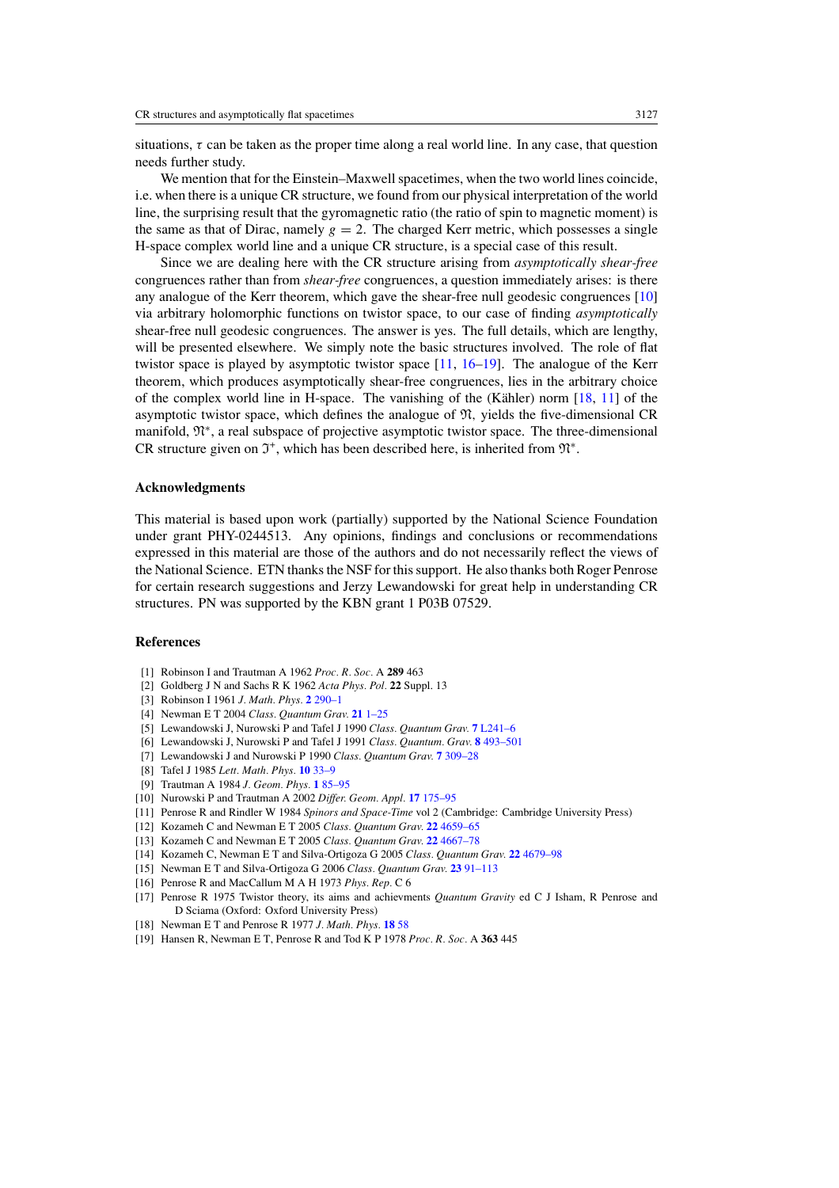situations, $\tau$ can be taken as the proper time along a real world line. In any case, that question needs further study.

We mention that for the Einstein–Maxwell spacetimes, when the two world lines coincide, i.e. when there is a unique CR structure, we found from our physical interpretation of the world line, the surprising result that the gyromagnetic ratio (the ratio of spin to magnetic moment) is the same as that of Dirac, namely $g = 2$. The charged Kerr metric, which possesses a single H-space complex world line and a unique CR structure, is a special case of this result.

Since we are dealing here with the CR structure arising from *asymptotically shear-free* congruences rather than from *shear-free* congruences, a question immediately arises: is there any analogue of the Kerr theorem, which gave the shear-free null geodesic congruences [10] via arbitrary holomorphic functions on twistor space, to our case of finding *asymptotically* shear-free null geodesic congruences. The answer is yes. The full details, which are lengthy, will be presented elsewhere. We simply note the basic structures involved. The role of flat twistor space is played by asymptotic twistor space [11, 16–19]. The analogue of the Kerr theorem, which produces asymptotically shear-free congruences, lies in the arbitrary choice of the complex world line in H-space. The vanishing of the (Kähler) norm [18, 11] of the asymptotic twistor space, which defines the analogue of $\mathfrak{N}$, yields the five-dimensional CR manifold, $\mathfrak{N}^*$, a real subspace of projective asymptotic twistor space. The three-dimensional CR structure given on $\mathfrak{I}^+$, which has been described here, is inherited from $\mathfrak{N}^*$.

## Acknowledgments

This material is based upon work (partially) supported by the National Science Foundation under grant PHY-0244513. Any opinions, findings and conclusions or recommendations expressed in this material are those of the authors and do not necessarily reflect the views of the National Science. ETN thanks the NSF for this support. He also thanks both Roger Penrose for certain research suggestions and Jerzy Lewandowski for great help in understanding CR structures. PN was supported by the KBN grant 1 P03B 07529.

## References

[1] Robinson I and Trautman A 1962 *Proc. R. Soc.* A **289** 463
[2] Goldberg J N and Sachs R K 1962 *Acta Phys. Pol.* **22** Suppl. 13
[3] Robinson I 1961 *J. Math. Phys.* **2** 290–1
[4] Newman E T 2004 *Class. Quantum Grav.* **21** 1–25
[5] Lewandowski J, Nurowski P and Tafel J 1990 *Class. Quantum Grav.* **7** L241–6
[6] Lewandowski J, Nurowski P and Tafel J 1991 *Class. Quantum. Grav.* **8** 493–501
[7] Lewandowski J and Nurowski P 1990 *Class. Quantum Grav.* **7** 309–28
[8] Tafel J 1985 *Lett. Math. Phys.* **10** 33–9
[9] Trautman A 1984 *J. Geom. Phys.* **1** 85–95
[10] Nurowski P and Trautman A 2002 *Differ. Geom. Appl.* **17** 175–95
[11] Penrose R and Rindler W 1984 *Spinors and Space-Time* vol 2 (Cambridge: Cambridge University Press)
[12] Kozameh C and Newman E T 2005 *Class. Quantum Grav.* **22** 4659–65
[13] Kozameh C and Newman E T 2005 *Class. Quantum Grav.* **22** 4667–78
[14] Kozameh C, Newman E T and Silva-Ortigoza G 2005 *Class. Quantum Grav.* **22** 4679–98
[15] Newman E T and Silva-Ortigoza G 2006 *Class. Quantum Grav.* **23** 91–113
[16] Penrose R and MacCallum M A H 1973 *Phys. Rep.* C 6
[17] Penrose R 1975 Twistor theory, its aims and achievments *Quantum Gravity* ed C J Isham, R Penrose and D Sciama (Oxford: Oxford University Press)
[18] Newman E T and Penrose R 1977 *J. Math. Phys.* **18** 58
[19] Hansen R, Newman E T, Penrose R and Tod K P 1978 *Proc. R. Soc.* A **363** 445